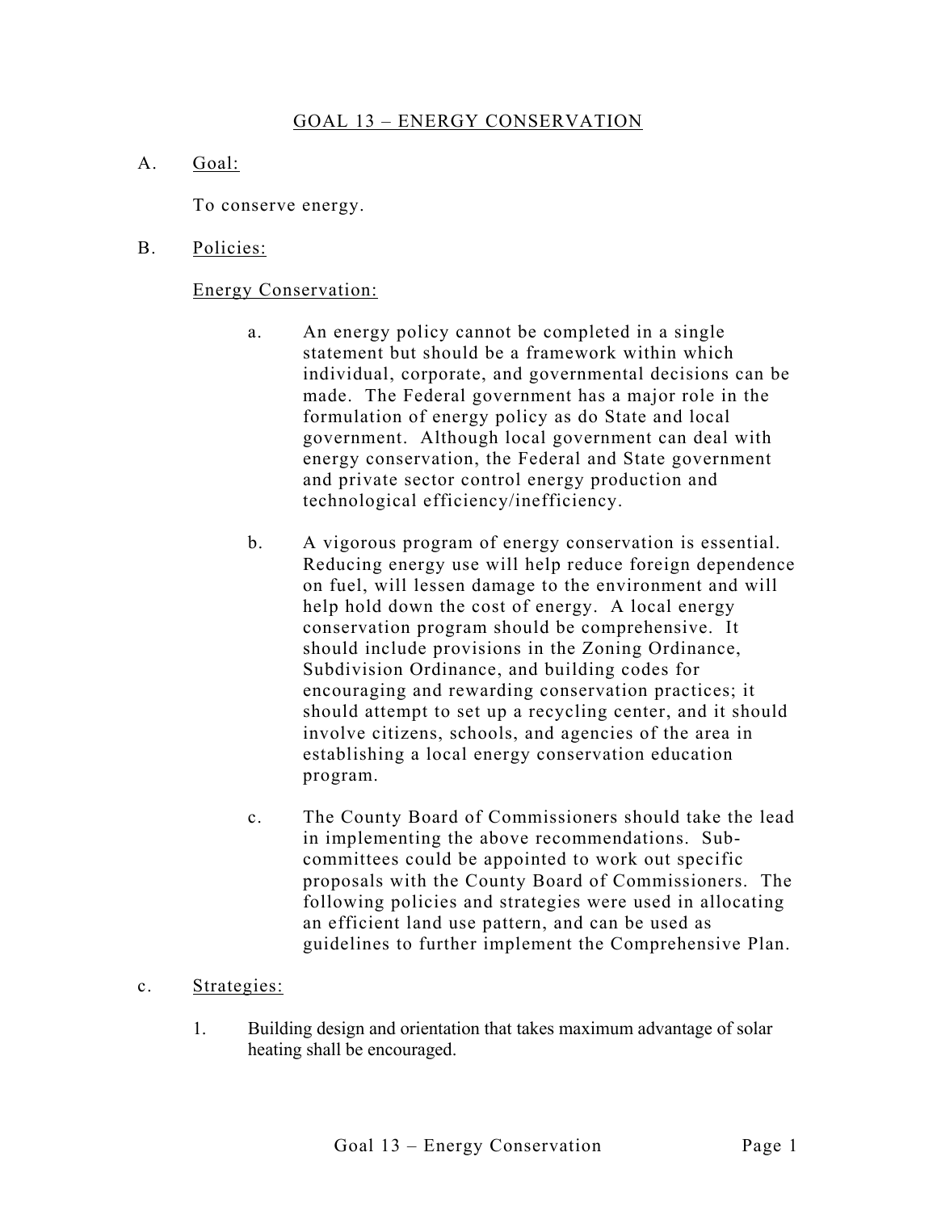# GOAL 13 – ENERGY CONSERVATION

A. Goal:

To conserve energy.

B. Policies:

Energy Conservation:

a. An energy policy cannot be completed in a single statement but should be a framework within which individual, corporate, and governmental decisions can be made. The Federal government has a major role in the formulation of energy policy as do State and local government. Although local government can deal with energy conservation, the Federal and State government and private sector control energy production and technological efficiency/inefficiency.

b. A vigorous program of energy conservation is essential. Reducing energy use will help reduce foreign dependence on fuel, will lessen damage to the environment and will help hold down the cost of energy. A local energy conservation program should be comprehensive. It should include provisions in the Zoning Ordinance, Subdivision Ordinance, and building codes for encouraging and rewarding conservation practices; it should attempt to set up a recycling center, and it should involve citizens, schools, and agencies of the area in establishing a local energy conservation education program.

c. The County Board of Commissioners should take the lead in implementing the above recommendations. Sub-committees could be appointed to work out specific proposals with the County Board of Commissioners. The following policies and strategies were used in allocating an efficient land use pattern, and can be used as guidelines to further implement the Comprehensive Plan.

c. Strategies:

1. Building design and orientation that takes maximum advantage of solar heating shall be encouraged.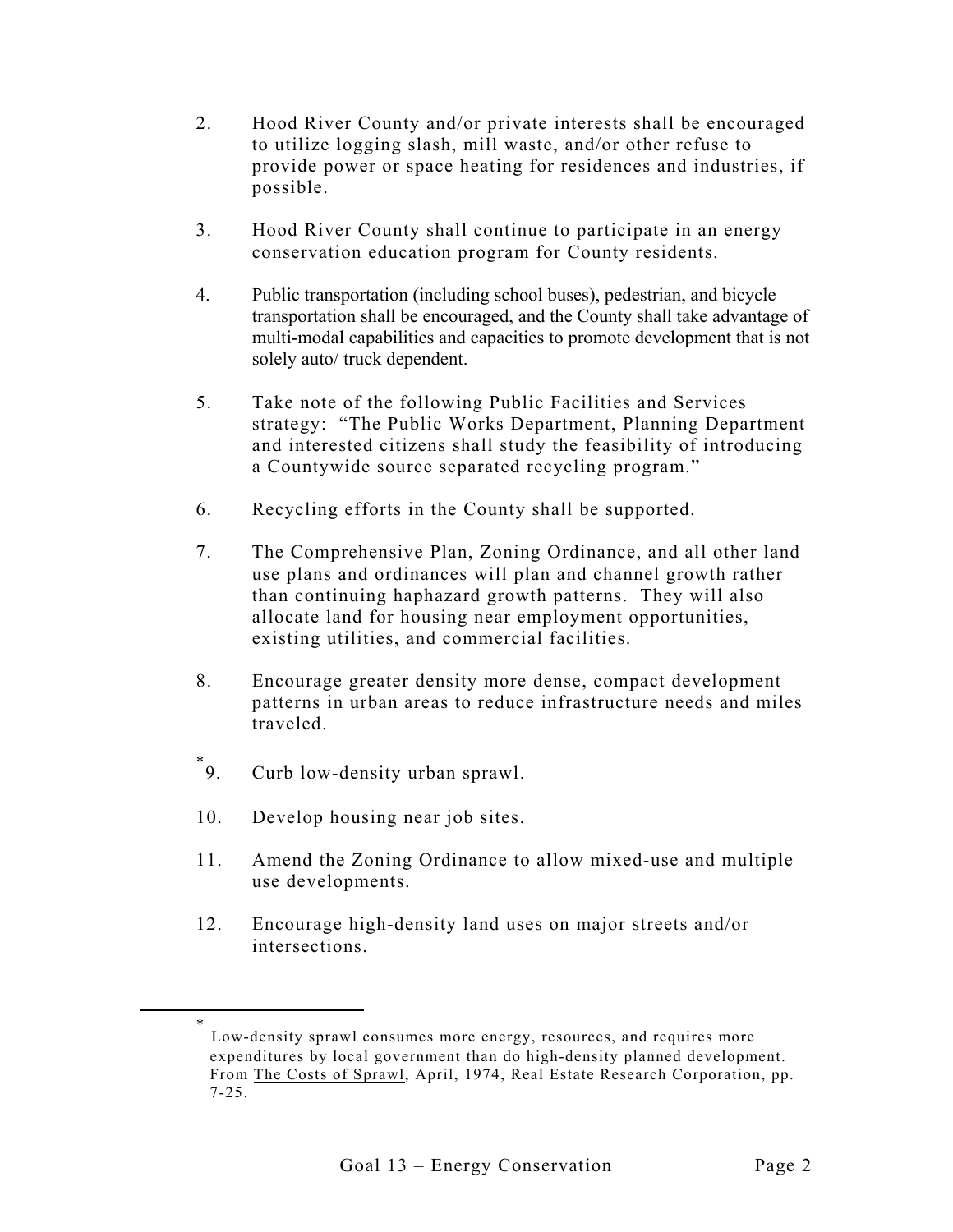2. Hood River County and/or private interests shall be encouraged to utilize logging slash, mill waste, and/or other refuse to provide power or space heating for residences and industries, if possible.

3. Hood River County shall continue to participate in an energy conservation education program for County residents.

4. Public transportation (including school buses), pedestrian, and bicycle transportation shall be encouraged, and the County shall take advantage of multi-modal capabilities and capacities to promote development that is not solely auto/ truck dependent.

5. Take note of the following Public Facilities and Services strategy: "The Public Works Department, Planning Department and interested citizens shall study the feasibility of introducing a Countywide source separated recycling program."

6. Recycling efforts in the County shall be supported.

7. The Comprehensive Plan, Zoning Ordinance, and all other land use plans and ordinances will plan and channel growth rather than continuing haphazard growth patterns. They will also allocate land for housing near employment opportunities, existing utilities, and commercial facilities.

8. Encourage greater density more dense, compact development patterns in urban areas to reduce infrastructure needs and miles traveled.

9. [*] Curb low-density urban sprawl.

10. Develop housing near job sites.

11. Amend the Zoning Ordinance to allow mixed-use and multiple use developments.

12. Encourage high-density land uses on major streets and/or intersections.

---

[*] Low-density sprawl consumes more energy, resources, and requires more expenditures by local government than do high-density planned development. From <u>The Costs of Sprawl</u>, April, 1974, Real Estate Research Corporation, pp. 7-25.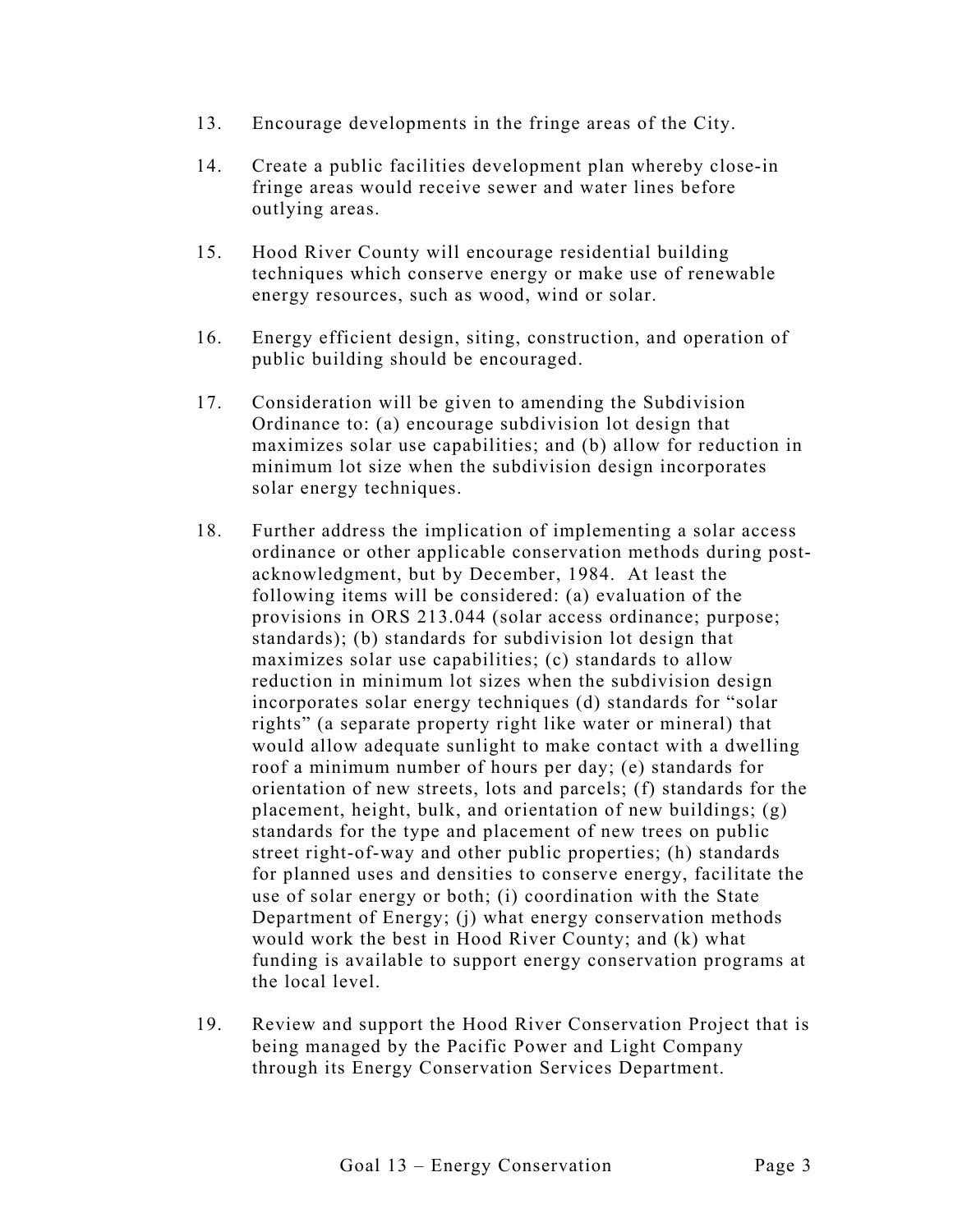13. Encourage developments in the fringe areas of the City.

14. Create a public facilities development plan whereby close-in fringe areas would receive sewer and water lines before outlying areas.

15. Hood River County will encourage residential building techniques which conserve energy or make use of renewable energy resources, such as wood, wind or solar.

16. Energy efficient design, siting, construction, and operation of public building should be encouraged.

17. Consideration will be given to amending the Subdivision Ordinance to: (a) encourage subdivision lot design that maximizes solar use capabilities; and (b) allow for reduction in minimum lot size when the subdivision design incorporates solar energy techniques.

18. Further address the implication of implementing a solar access ordinance or other applicable conservation methods during post-acknowledgment, but by December, 1984. At least the following items will be considered: (a) evaluation of the provisions in ORS 213.044 (solar access ordinance; purpose; standards); (b) standards for subdivision lot design that maximizes solar use capabilities; (c) standards to allow reduction in minimum lot sizes when the subdivision design incorporates solar energy techniques (d) standards for "solar rights" (a separate property right like water or mineral) that would allow adequate sunlight to make contact with a dwelling roof a minimum number of hours per day; (e) standards for orientation of new streets, lots and parcels; (f) standards for the placement, height, bulk, and orientation of new buildings; (g) standards for the type and placement of new trees on public street right-of-way and other public properties; (h) standards for planned uses and densities to conserve energy, facilitate the use of solar energy or both; (i) coordination with the State Department of Energy; (j) what energy conservation methods would work the best in Hood River County; and (k) what funding is available to support energy conservation programs at the local level.

19. Review and support the Hood River Conservation Project that is being managed by the Pacific Power and Light Company through its Energy Conservation Services Department.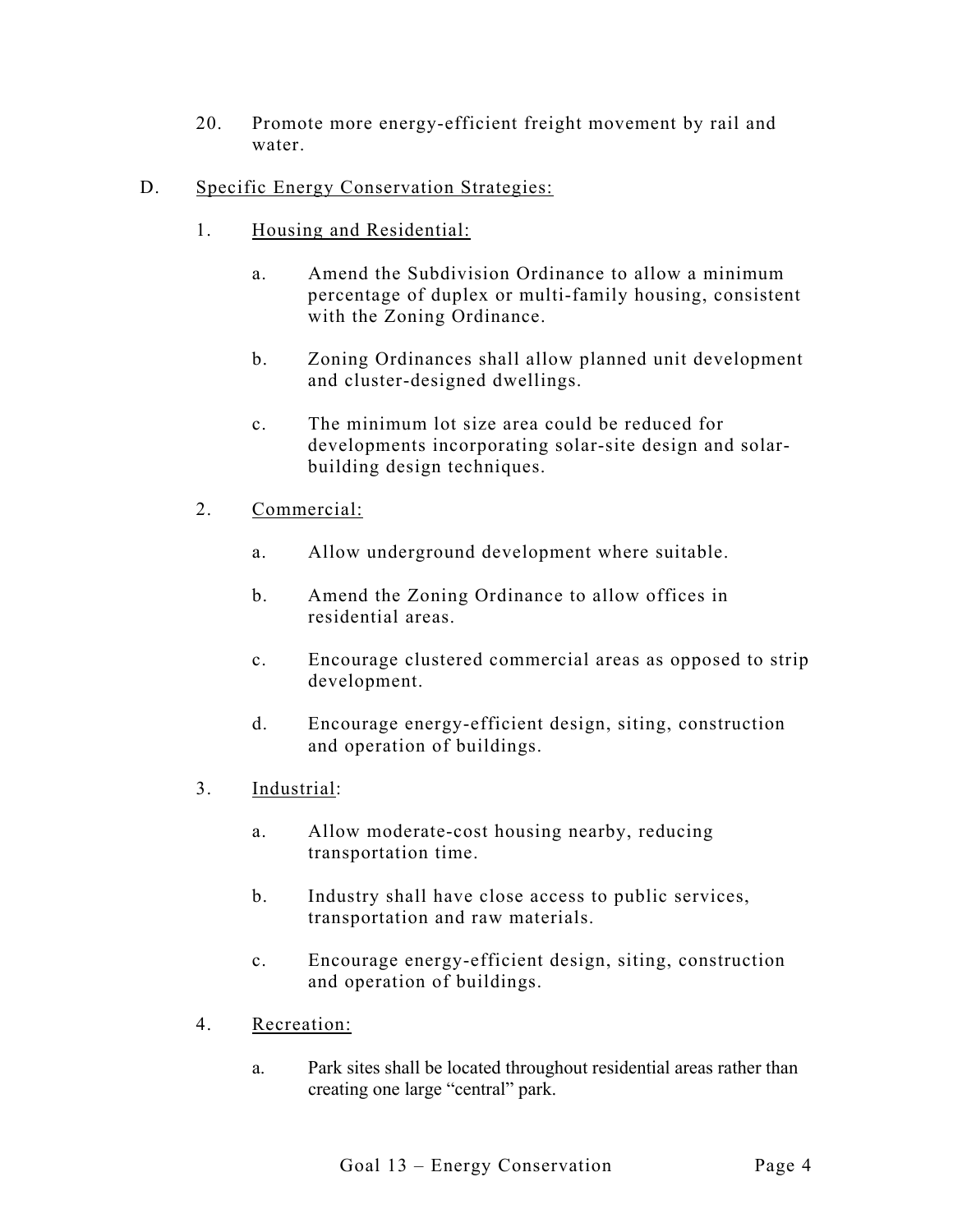20. Promote more energy-efficient freight movement by rail and water.

D. <u>Specific Energy Conservation Strategies:</u>

1. <u>Housing and Residential:</u>

   a. Amend the Subdivision Ordinance to allow a minimum percentage of duplex or multi-family housing, consistent with the Zoning Ordinance.

   b. Zoning Ordinances shall allow planned unit development and cluster-designed dwellings.

   c. The minimum lot size area could be reduced for developments incorporating solar-site design and solar-building design techniques.

2. <u>Commercial:</u>

   a. Allow underground development where suitable.

   b. Amend the Zoning Ordinance to allow offices in residential areas.

   c. Encourage clustered commercial areas as opposed to strip development.

   d. Encourage energy-efficient design, siting, construction and operation of buildings.

3. <u>Industrial</u>:

   a. Allow moderate-cost housing nearby, reducing transportation time.

   b. Industry shall have close access to public services, transportation and raw materials.

   c. Encourage energy-efficient design, siting, construction and operation of buildings.

4. <u>Recreation:</u>

   a. Park sites shall be located throughout residential areas rather than creating one large "central" park.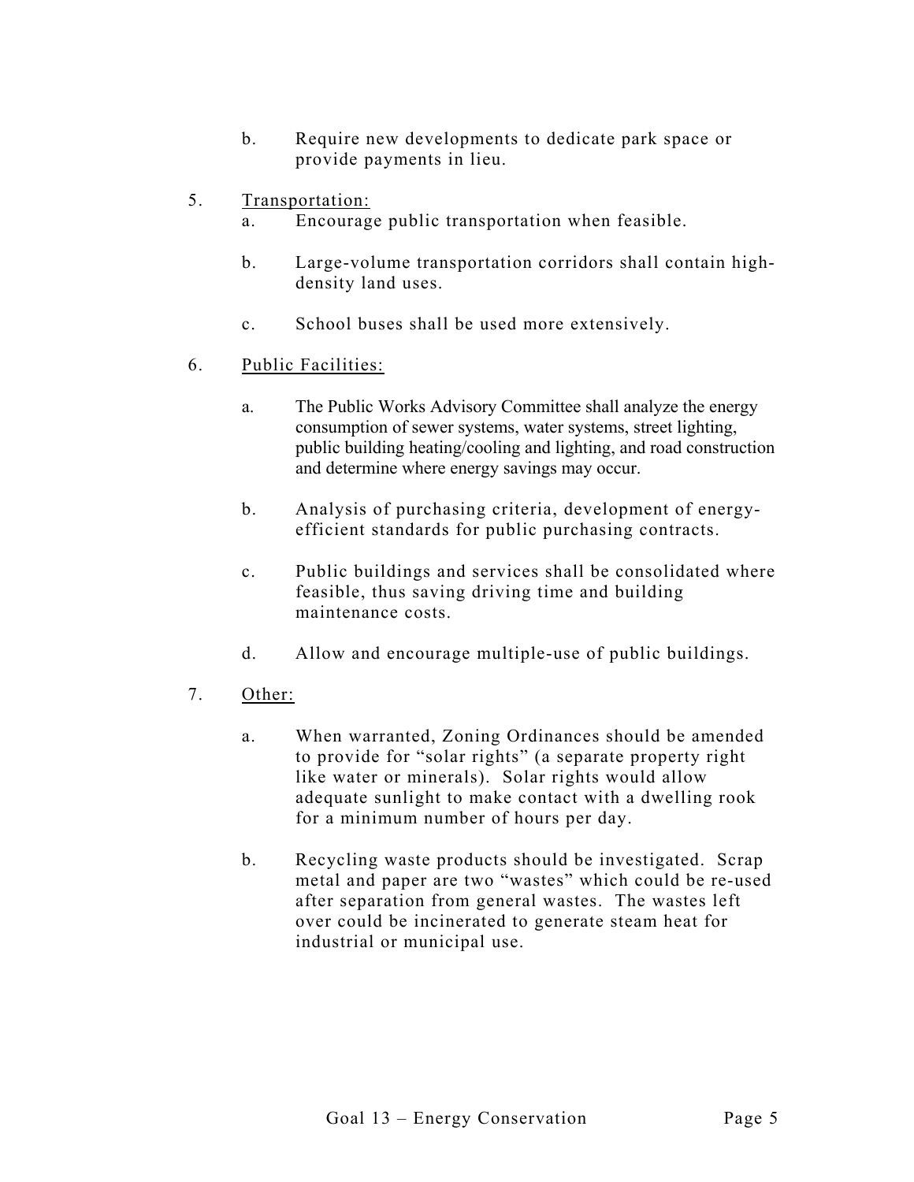b. Require new developments to dedicate park space or provide payments in lieu.

5. <u>Transportation:</u>

   a. Encourage public transportation when feasible.

   b. Large-volume transportation corridors shall contain high-density land uses.

   c. School buses shall be used more extensively.

6. <u>Public Facilities:</u>

   a. The Public Works Advisory Committee shall analyze the energy consumption of sewer systems, water systems, street lighting, public building heating/cooling and lighting, and road construction and determine where energy savings may occur.

   b. Analysis of purchasing criteria, development of energy-efficient standards for public purchasing contracts.

   c. Public buildings and services shall be consolidated where feasible, thus saving driving time and building maintenance costs.

   d. Allow and encourage multiple-use of public buildings.

7. <u>Other:</u>

   a. When warranted, Zoning Ordinances should be amended to provide for "solar rights" (a separate property right like water or minerals). Solar rights would allow adequate sunlight to make contact with a dwelling rook for a minimum number of hours per day.

   b. Recycling waste products should be investigated. Scrap metal and paper are two "wastes" which could be re-used after separation from general wastes. The wastes left over could be incinerated to generate steam heat for industrial or municipal use.